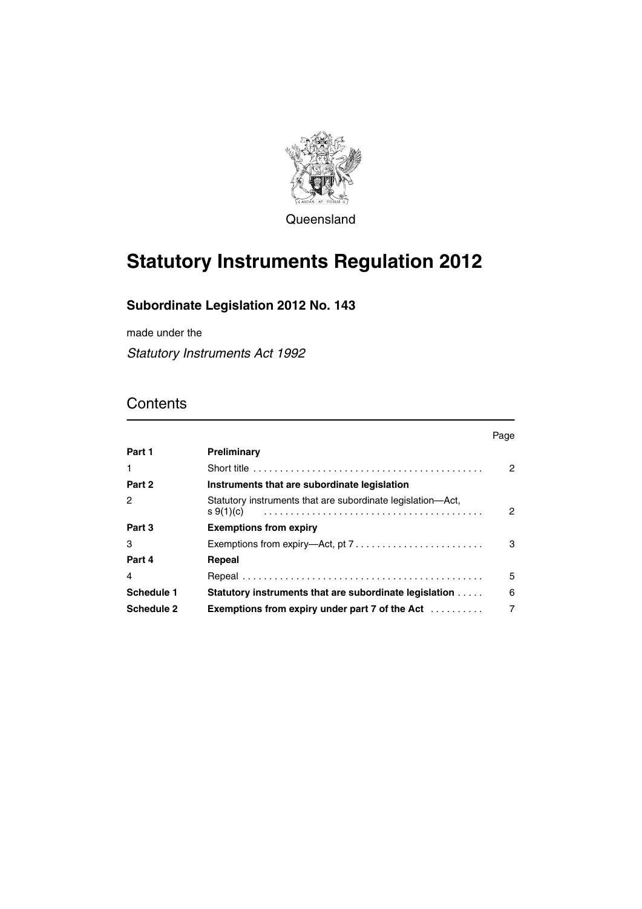Queensland

# Statutory Instruments Regulation 2012

## Subordinate Legislation 2012 No. 143

made under the

*Statutory Instruments Act 1992*

## Contents

| | | Page |
|---|---|---|
| **Part 1** | **Preliminary** | |
| 1 | Short title | 2 |
| **Part 2** | **Instruments that are subordinate legislation** | |
| 2 | Statutory instruments that are subordinate legislation—Act, s 9(1)(c) | 2 |
| **Part 3** | **Exemptions from expiry** | |
| 3 | Exemptions from expiry—Act, pt 7 | 3 |
| **Part 4** | **Repeal** | |
| 4 | Repeal | 5 |
| **Schedule 1** | **Statutory instruments that are subordinate legislation** | 6 |
| **Schedule 2** | **Exemptions from expiry under part 7 of the Act** | 7 |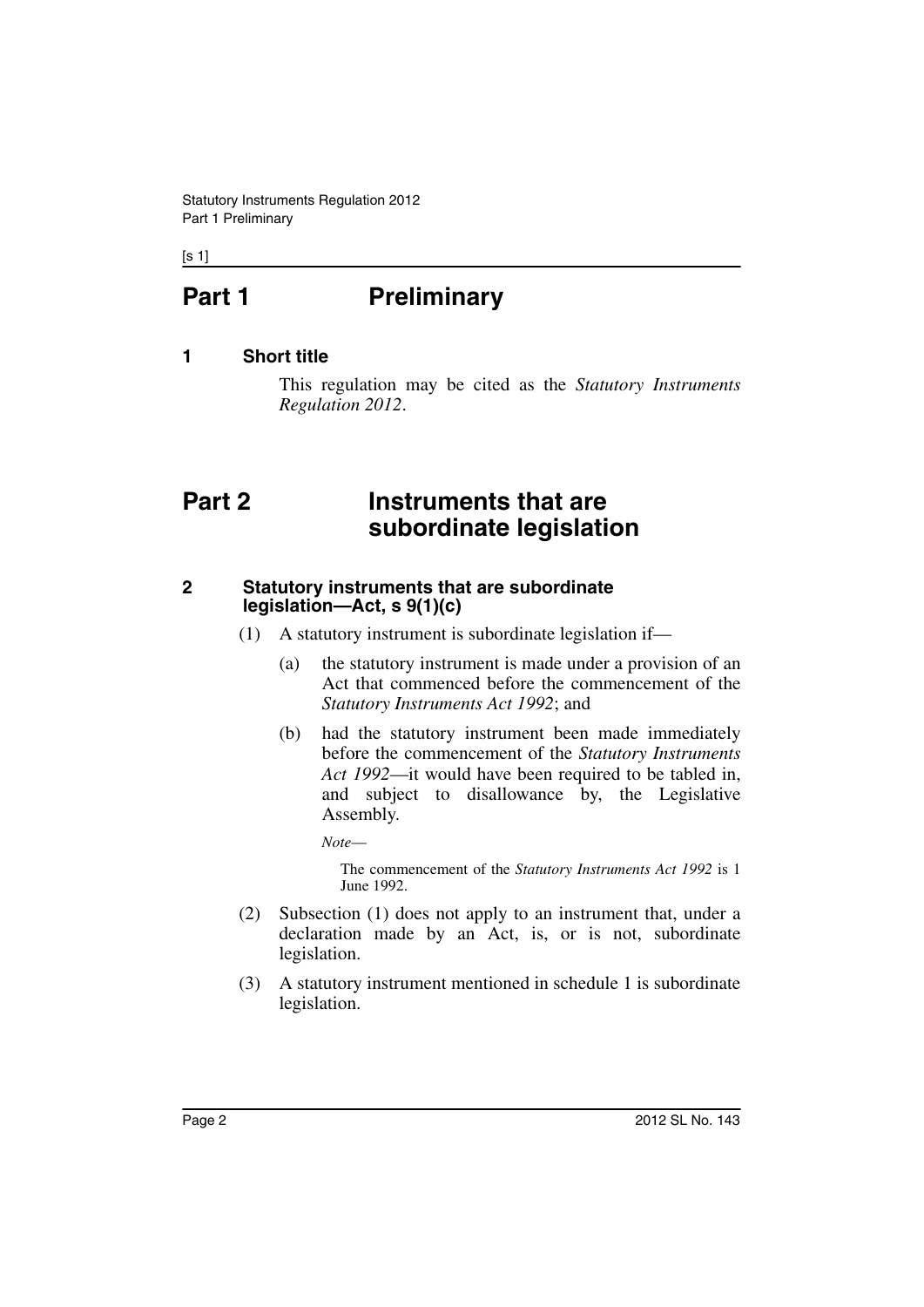# Part 1 Preliminary

## 1 Short title

This regulation may be cited as the *Statutory Instruments Regulation 2012*.

# Part 2 Instruments that are subordinate legislation

## 2 Statutory instruments that are subordinate legislation—Act, s 9(1)(c)

(1) A statutory instrument is subordinate legislation if—

(a) the statutory instrument is made under a provision of an Act that commenced before the commencement of the *Statutory Instruments Act 1992*; and

(b) had the statutory instrument been made immediately before the commencement of the *Statutory Instruments Act 1992*—it would have been required to be tabled in, and subject to disallowance by, the Legislative Assembly.

*Note*—

The commencement of the *Statutory Instruments Act 1992* is 1 June 1992.

(2) Subsection (1) does not apply to an instrument that, under a declaration made by an Act, is, or is not, subordinate legislation.

(3) A statutory instrument mentioned in schedule 1 is subordinate legislation.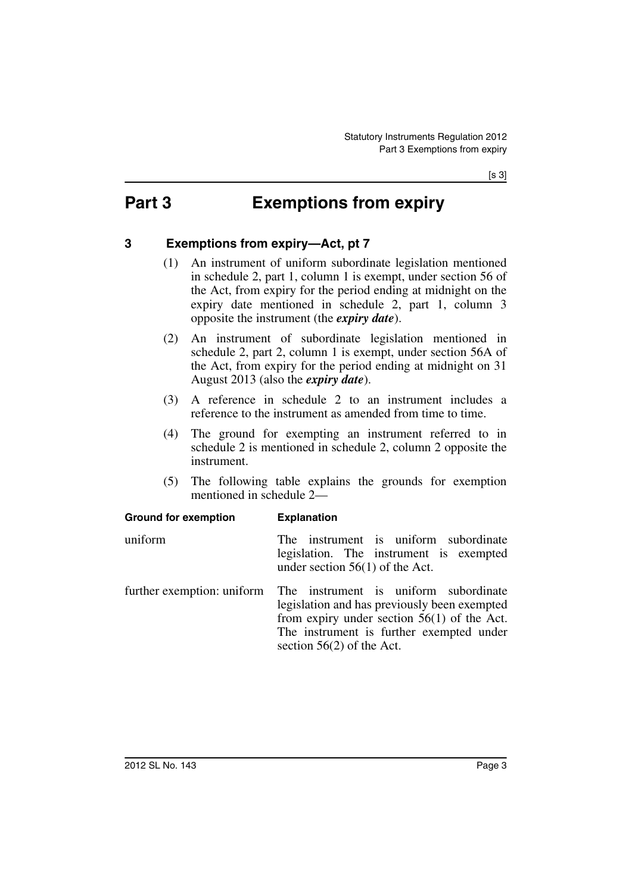# Part 3 Exemptions from expiry

## 3 Exemptions from expiry—Act, pt 7

(1) An instrument of uniform subordinate legislation mentioned in schedule 2, part 1, column 1 is exempt, under section 56 of the Act, from expiry for the period ending at midnight on the expiry date mentioned in schedule 2, part 1, column 3 opposite the instrument (the ***expiry date***).

(2) An instrument of subordinate legislation mentioned in schedule 2, part 2, column 1 is exempt, under section 56A of the Act, from expiry for the period ending at midnight on 31 August 2013 (also the ***expiry date***).

(3) A reference in schedule 2 to an instrument includes a reference to the instrument as amended from time to time.

(4) The ground for exempting an instrument referred to in schedule 2 is mentioned in schedule 2, column 2 opposite the instrument.

(5) The following table explains the grounds for exemption mentioned in schedule 2—

| Ground for exemption | Explanation |
|---|---|
| uniform | The instrument is uniform subordinate legislation. The instrument is exempted under section 56(1) of the Act. |
| further exemption: uniform | The instrument is uniform subordinate legislation and has previously been exempted from expiry under section 56(1) of the Act. The instrument is further exempted under section 56(2) of the Act. |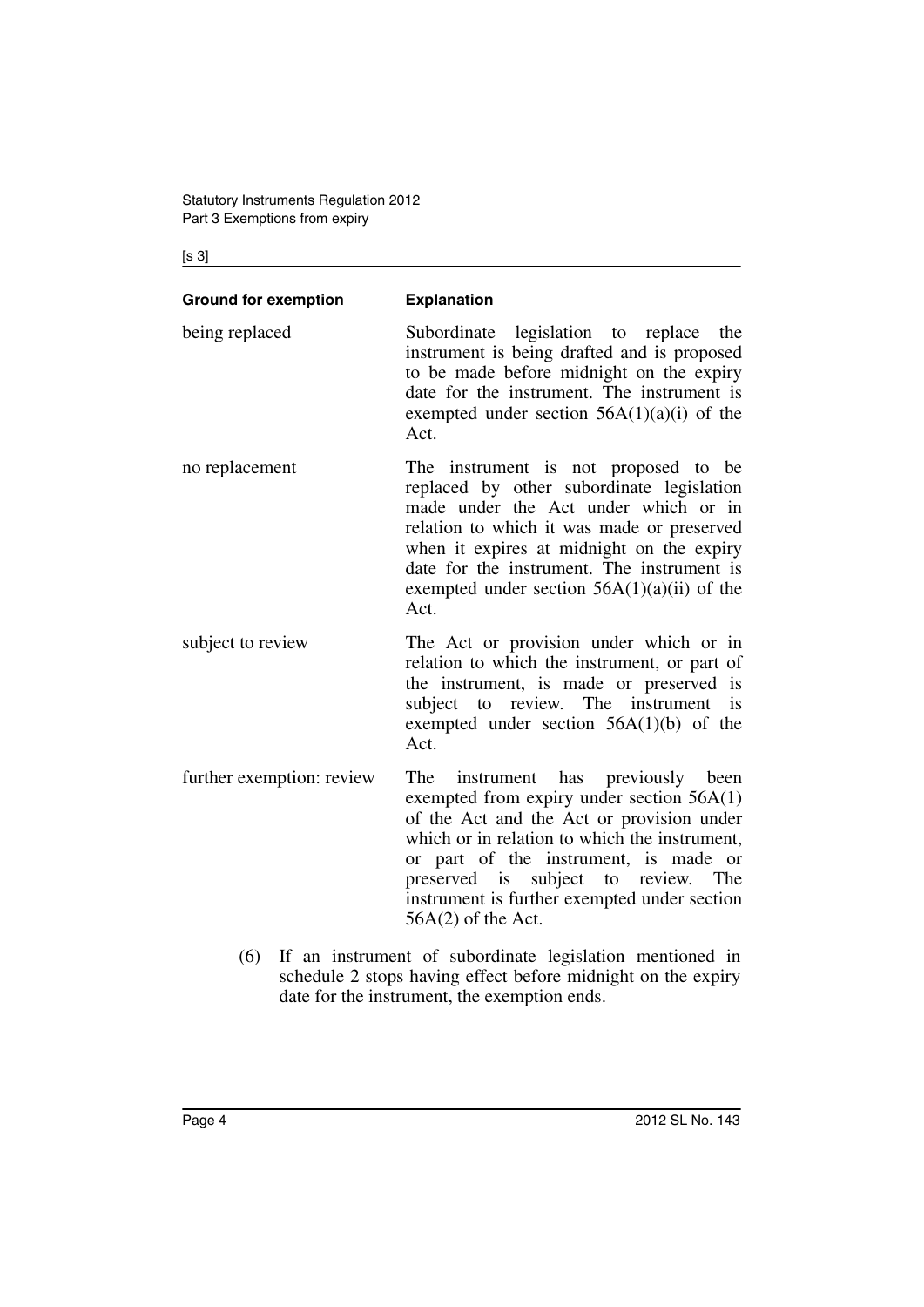| Ground for exemption | Explanation |
| --- | --- |
| being replaced | Subordinate legislation to replace the instrument is being drafted and is proposed to be made before midnight on the expiry date for the instrument. The instrument is exempted under section 56A(1)(a)(i) of the Act. |
| no replacement | The instrument is not proposed to be replaced by other subordinate legislation made under the Act under which or in relation to which it was made or preserved when it expires at midnight on the expiry date for the instrument. The instrument is exempted under section 56A(1)(a)(ii) of the Act. |
| subject to review | The Act or provision under which or in relation to which the instrument, or part of the instrument, is made or preserved is subject to review. The instrument is exempted under section 56A(1)(b) of the Act. |
| further exemption: review | The instrument has previously been exempted from expiry under section 56A(1) of the Act and the Act or provision under which or in relation to which the instrument, or part of the instrument, is made or preserved is subject to review. The instrument is further exempted under section 56A(2) of the Act. |

(6) If an instrument of subordinate legislation mentioned in schedule 2 stops having effect before midnight on the expiry date for the instrument, the exemption ends.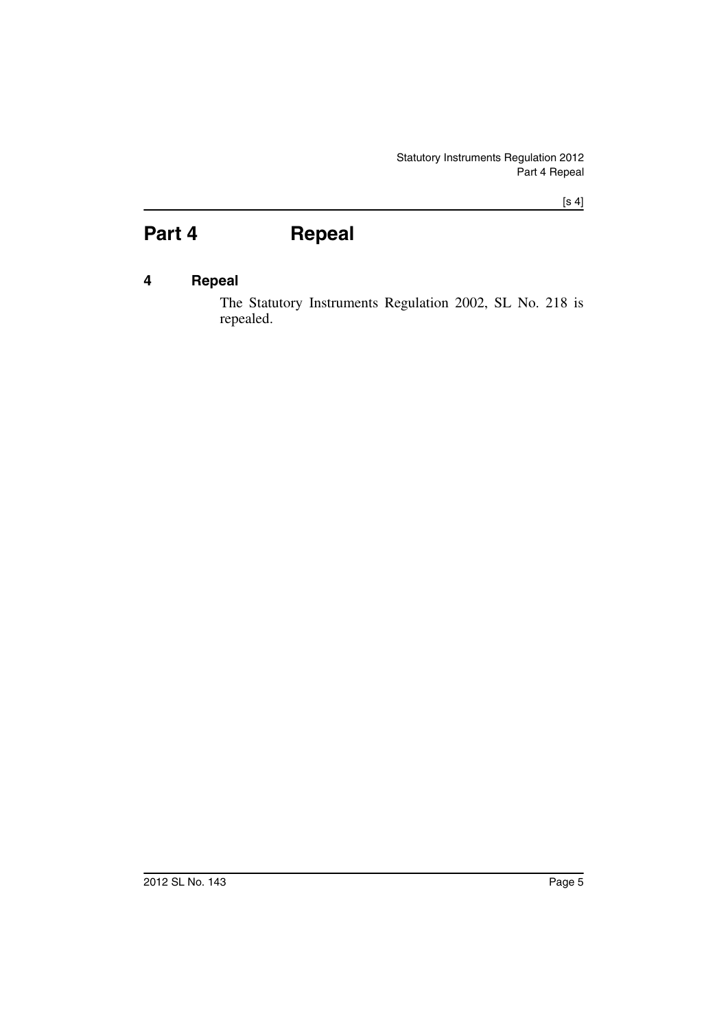# Part 4 Repeal

## 4 Repeal

The Statutory Instruments Regulation 2002, SL No. 218 is repealed.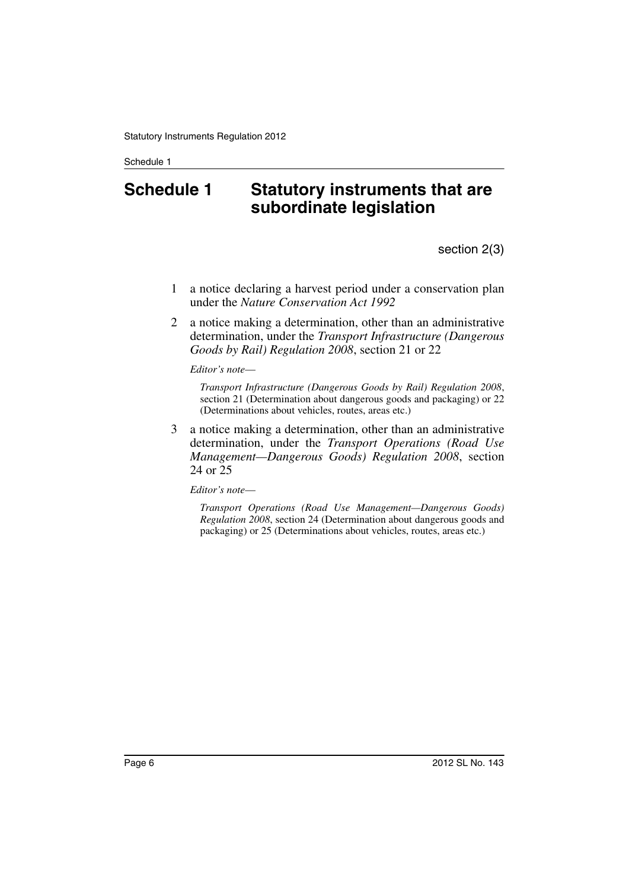# Schedule 1 Statutory instruments that are subordinate legislation

section 2(3)

1 a notice declaring a harvest period under a conservation plan under the *Nature Conservation Act 1992*

2 a notice making a determination, other than an administrative determination, under the *Transport Infrastructure (Dangerous Goods by Rail) Regulation 2008*, section 21 or 22

*Editor's note—*

*Transport Infrastructure (Dangerous Goods by Rail) Regulation 2008*, section 21 (Determination about dangerous goods and packaging) or 22 (Determinations about vehicles, routes, areas etc.)

3 a notice making a determination, other than an administrative determination, under the *Transport Operations (Road Use Management—Dangerous Goods) Regulation 2008*, section 24 or 25

*Editor's note—*

*Transport Operations (Road Use Management—Dangerous Goods) Regulation 2008*, section 24 (Determination about dangerous goods and packaging) or 25 (Determinations about vehicles, routes, areas etc.)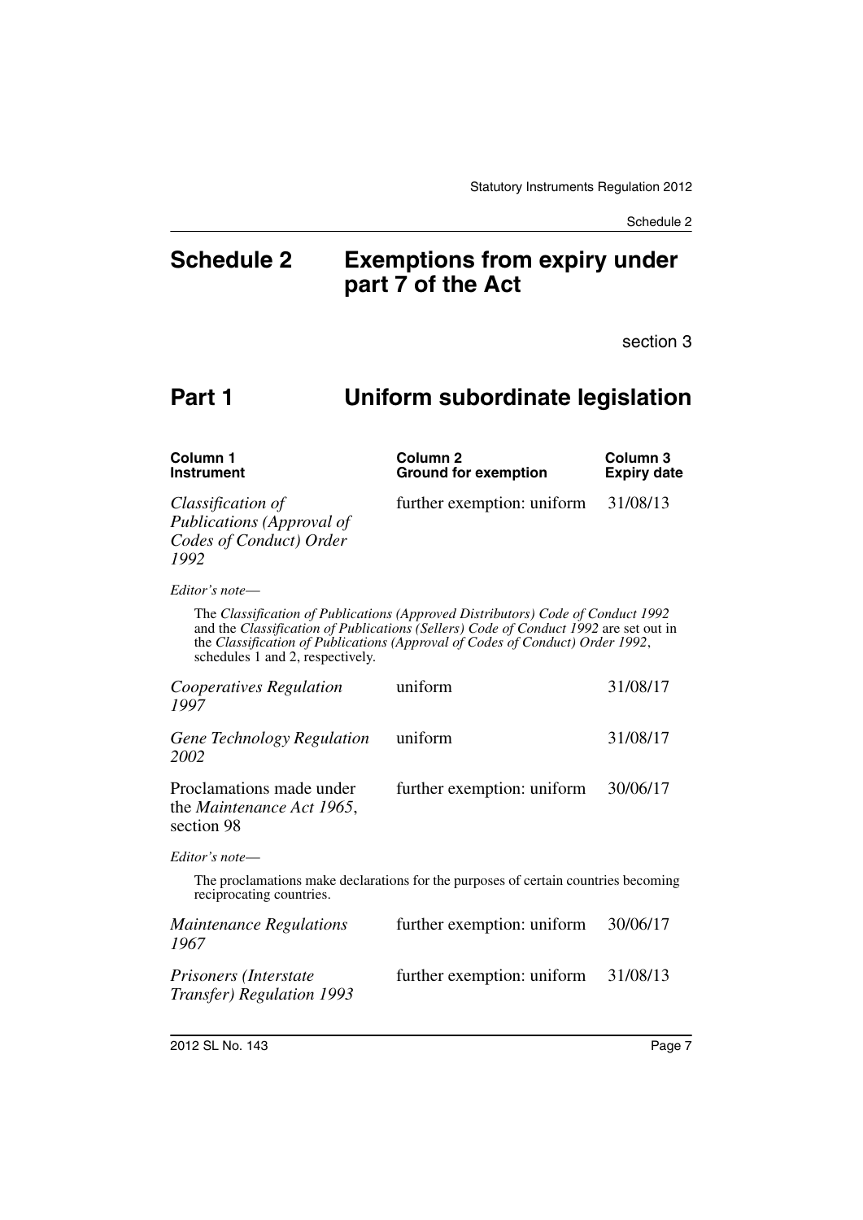# Schedule 2 Exemptions from expiry under part 7 of the Act

section 3

## Part 1 Uniform subordinate legislation

| Column 1 Instrument | Column 2 Ground for exemption | Column 3 Expiry date |
|---|---|---|
| *Classification of Publications (Approval of Codes of Conduct) Order 1992* | further exemption: uniform | 31/08/13 |

*Editor's note—*

The *Classification of Publications (Approved Distributors) Code of Conduct 1992* and the *Classification of Publications (Sellers) Code of Conduct 1992* are set out in the *Classification of Publications (Approval of Codes of Conduct) Order 1992*, schedules 1 and 2, respectively.

| Column 1 Instrument | Column 2 Ground for exemption | Column 3 Expiry date |
|---|---|---|
| *Cooperatives Regulation 1997* | uniform | 31/08/17 |
| *Gene Technology Regulation 2002* | uniform | 31/08/17 |
| Proclamations made under the *Maintenance Act 1965*, section 98 | further exemption: uniform | 30/06/17 |

*Editor's note—*

The proclamations make declarations for the purposes of certain countries becoming reciprocating countries.

| Column 1 Instrument | Column 2 Ground for exemption | Column 3 Expiry date |
|---|---|---|
| *Maintenance Regulations 1967* | further exemption: uniform | 30/06/17 |
| *Prisoners (Interstate Transfer) Regulation 1993* | further exemption: uniform | 31/08/13 |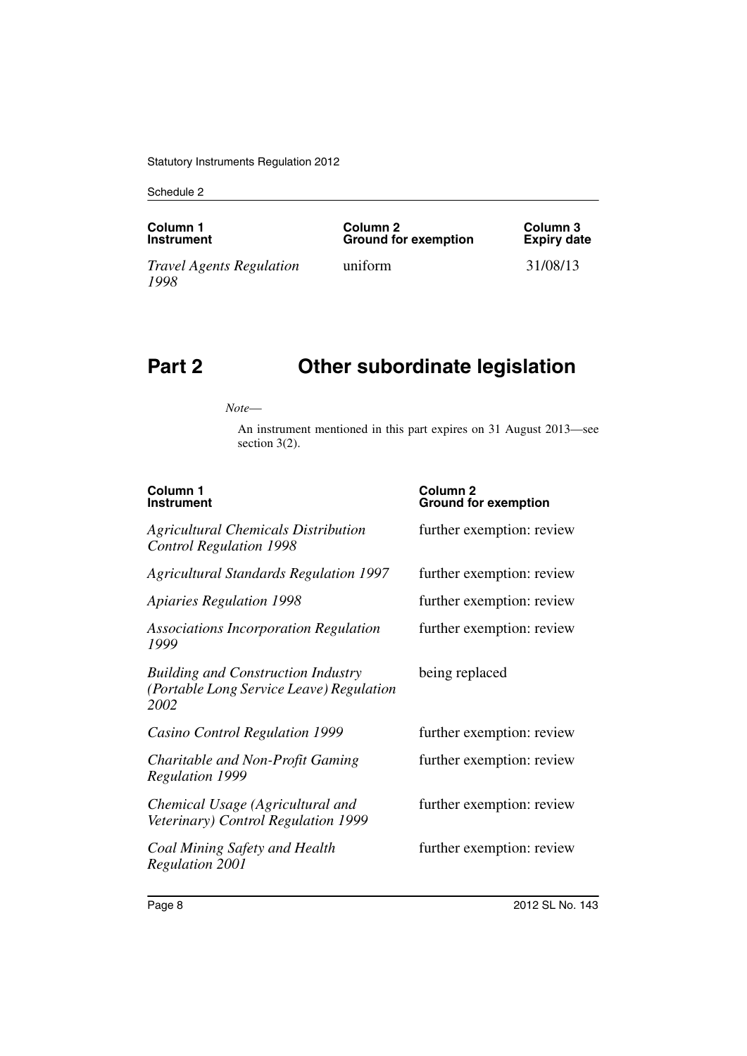| Column 1 Instrument | Column 2 Ground for exemption | Column 3 Expiry date |
|---|---|---|
| *Travel Agents Regulation 1998* | uniform | 31/08/13 |

## Part 2 Other subordinate legislation

*Note*—

An instrument mentioned in this part expires on 31 August 2013—see section 3(2).

| Column 1 Instrument | Column 2 Ground for exemption |
|---|---|
| *Agricultural Chemicals Distribution Control Regulation 1998* | further exemption: review |
| *Agricultural Standards Regulation 1997* | further exemption: review |
| *Apiaries Regulation 1998* | further exemption: review |
| *Associations Incorporation Regulation 1999* | further exemption: review |
| *Building and Construction Industry (Portable Long Service Leave) Regulation 2002* | being replaced |
| *Casino Control Regulation 1999* | further exemption: review |
| *Charitable and Non-Profit Gaming Regulation 1999* | further exemption: review |
| *Chemical Usage (Agricultural and Veterinary) Control Regulation 1999* | further exemption: review |
| *Coal Mining Safety and Health Regulation 2001* | further exemption: review |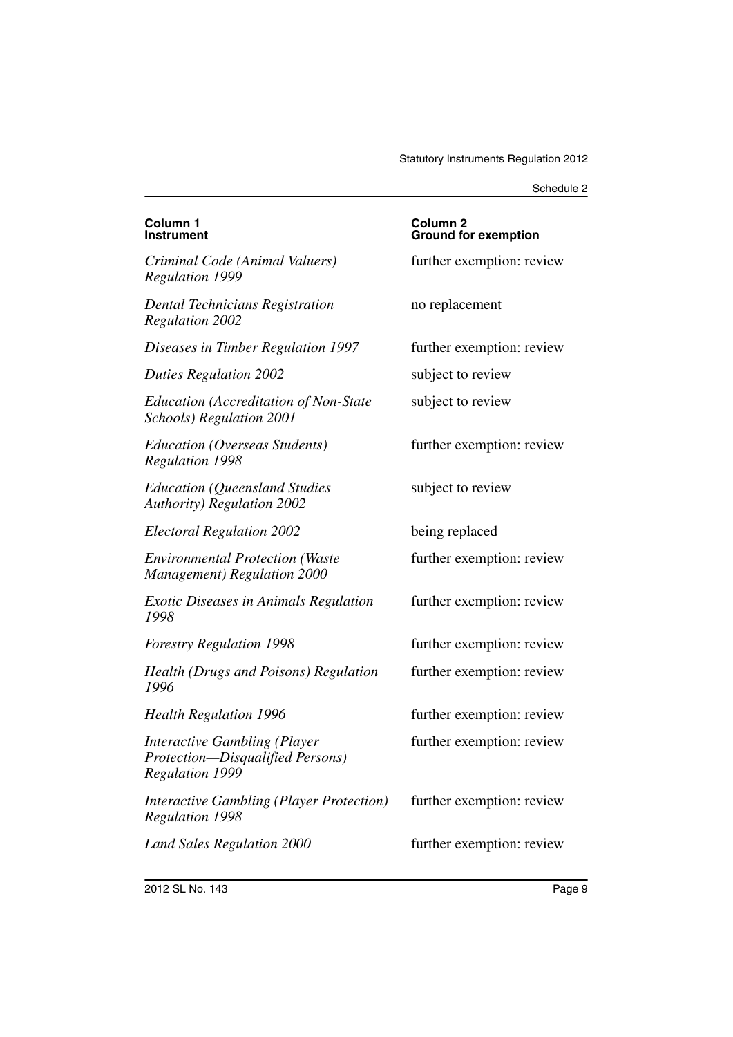| Column 1<br>Instrument | Column 2<br>Ground for exemption |
| --- | --- |
| *Criminal Code (Animal Valuers) Regulation 1999* | further exemption: review |
| *Dental Technicians Registration Regulation 2002* | no replacement |
| *Diseases in Timber Regulation 1997* | further exemption: review |
| *Duties Regulation 2002* | subject to review |
| *Education (Accreditation of Non-State Schools) Regulation 2001* | subject to review |
| *Education (Overseas Students) Regulation 1998* | further exemption: review |
| *Education (Queensland Studies Authority) Regulation 2002* | subject to review |
| *Electoral Regulation 2002* | being replaced |
| *Environmental Protection (Waste Management) Regulation 2000* | further exemption: review |
| *Exotic Diseases in Animals Regulation 1998* | further exemption: review |
| *Forestry Regulation 1998* | further exemption: review |
| *Health (Drugs and Poisons) Regulation 1996* | further exemption: review |
| *Health Regulation 1996* | further exemption: review |
| *Interactive Gambling (Player Protection—Disqualified Persons) Regulation 1999* | further exemption: review |
| *Interactive Gambling (Player Protection) Regulation 1998* | further exemption: review |
| *Land Sales Regulation 2000* | further exemption: review |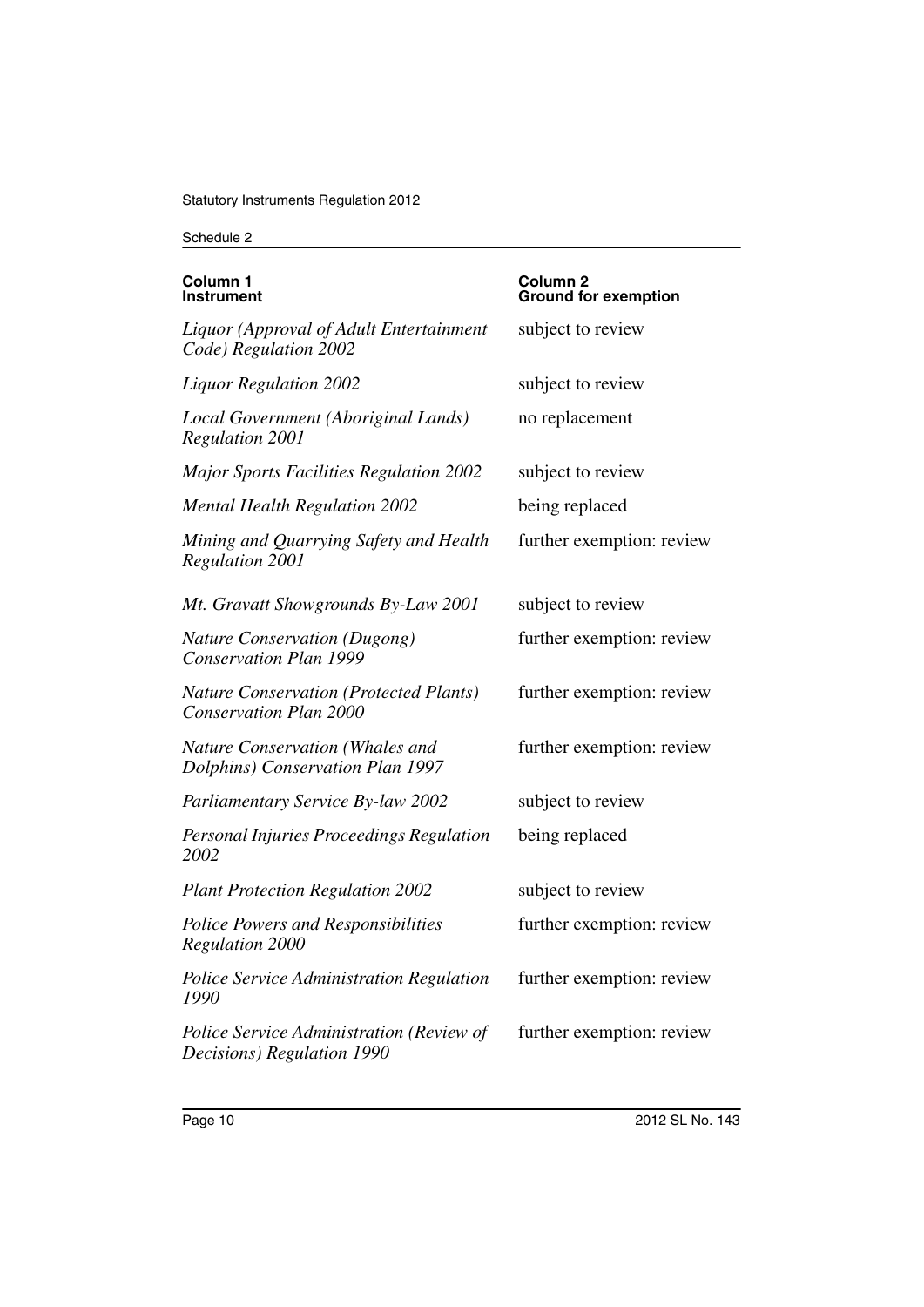| Column 1<br>Instrument | Column 2<br>Ground for exemption |
|---|---|
| *Liquor (Approval of Adult Entertainment Code) Regulation 2002* | subject to review |
| *Liquor Regulation 2002* | subject to review |
| *Local Government (Aboriginal Lands) Regulation 2001* | no replacement |
| *Major Sports Facilities Regulation 2002* | subject to review |
| *Mental Health Regulation 2002* | being replaced |
| *Mining and Quarrying Safety and Health Regulation 2001* | further exemption: review |
| *Mt. Gravatt Showgrounds By-Law 2001* | subject to review |
| *Nature Conservation (Dugong) Conservation Plan 1999* | further exemption: review |
| *Nature Conservation (Protected Plants) Conservation Plan 2000* | further exemption: review |
| *Nature Conservation (Whales and Dolphins) Conservation Plan 1997* | further exemption: review |
| *Parliamentary Service By-law 2002* | subject to review |
| *Personal Injuries Proceedings Regulation 2002* | being replaced |
| *Plant Protection Regulation 2002* | subject to review |
| *Police Powers and Responsibilities Regulation 2000* | further exemption: review |
| *Police Service Administration Regulation 1990* | further exemption: review |
| *Police Service Administration (Review of Decisions) Regulation 1990* | further exemption: review |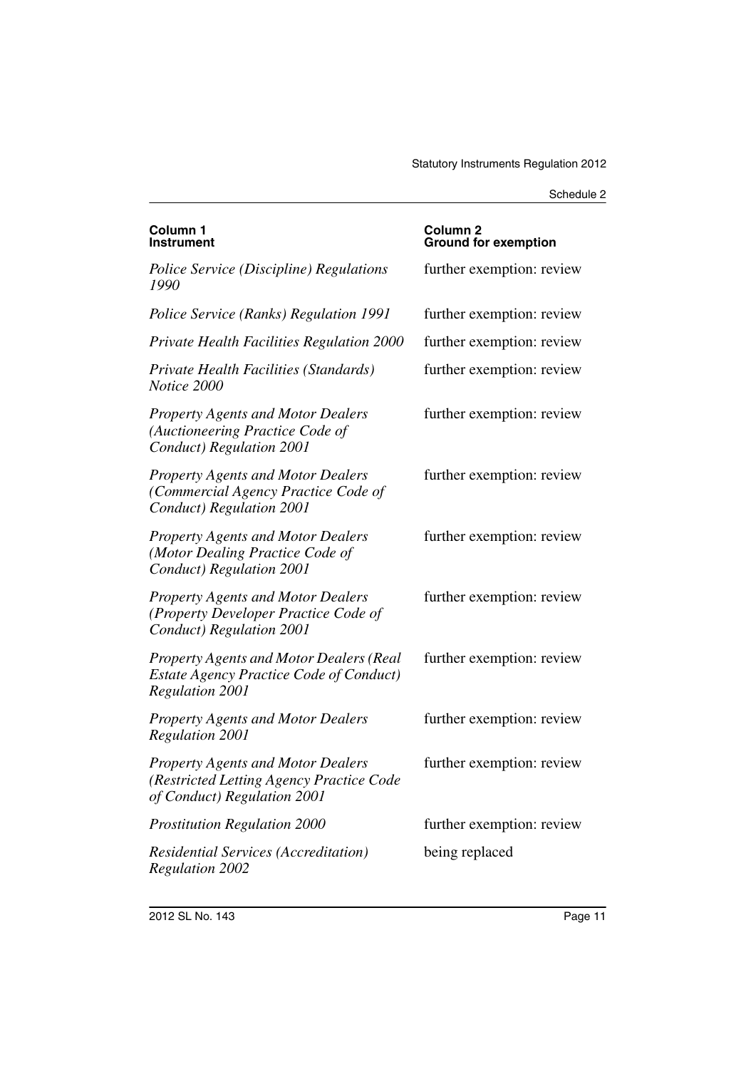| Column 1<br>Instrument | Column 2<br>Ground for exemption |
| --- | --- |
| *Police Service (Discipline) Regulations 1990* | further exemption: review |
| *Police Service (Ranks) Regulation 1991* | further exemption: review |
| *Private Health Facilities Regulation 2000* | further exemption: review |
| *Private Health Facilities (Standards) Notice 2000* | further exemption: review |
| *Property Agents and Motor Dealers (Auctioneering Practice Code of Conduct) Regulation 2001* | further exemption: review |
| *Property Agents and Motor Dealers (Commercial Agency Practice Code of Conduct) Regulation 2001* | further exemption: review |
| *Property Agents and Motor Dealers (Motor Dealing Practice Code of Conduct) Regulation 2001* | further exemption: review |
| *Property Agents and Motor Dealers (Property Developer Practice Code of Conduct) Regulation 2001* | further exemption: review |
| *Property Agents and Motor Dealers (Real Estate Agency Practice Code of Conduct) Regulation 2001* | further exemption: review |
| *Property Agents and Motor Dealers Regulation 2001* | further exemption: review |
| *Property Agents and Motor Dealers (Restricted Letting Agency Practice Code of Conduct) Regulation 2001* | further exemption: review |
| *Prostitution Regulation 2000* | further exemption: review |
| *Residential Services (Accreditation) Regulation 2002* | being replaced |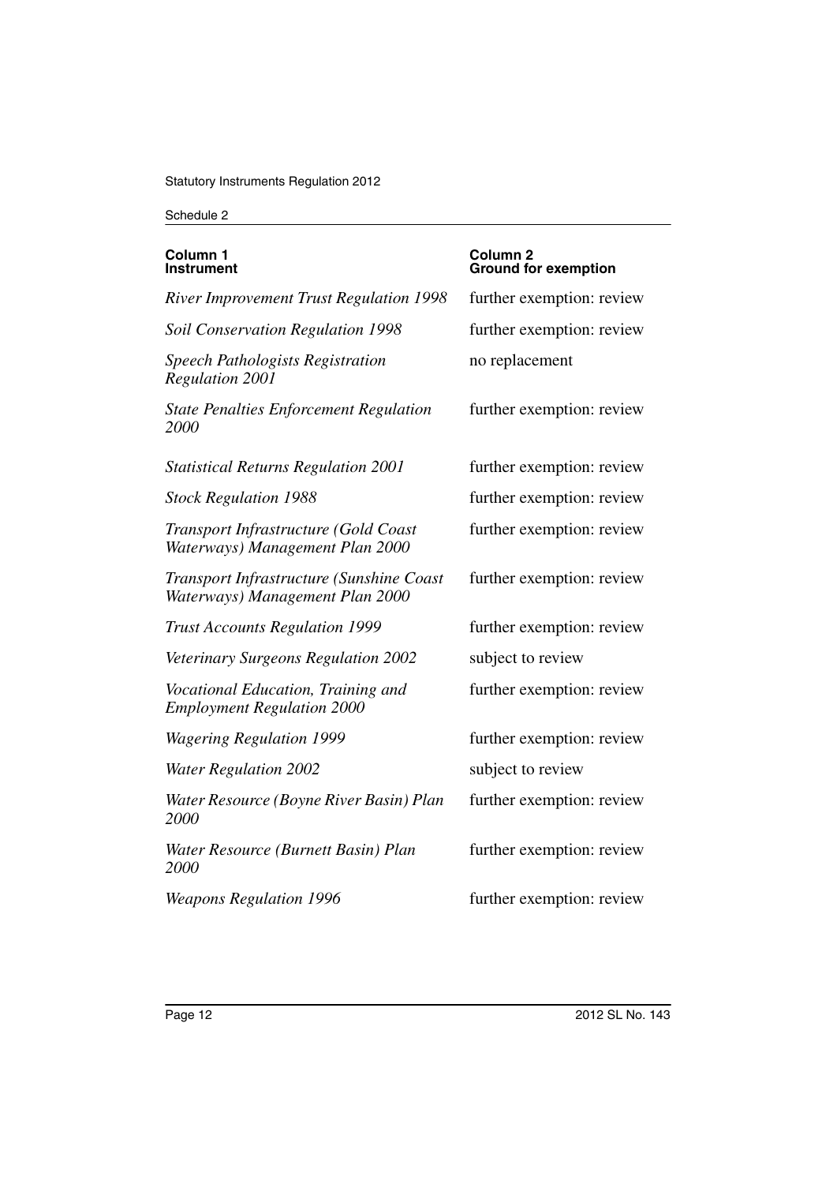| Column 1<br>Instrument | Column 2<br>Ground for exemption |
| --- | --- |
| *River Improvement Trust Regulation 1998* | further exemption: review |
| *Soil Conservation Regulation 1998* | further exemption: review |
| *Speech Pathologists Registration Regulation 2001* | no replacement |
| *State Penalties Enforcement Regulation 2000* | further exemption: review |
| *Statistical Returns Regulation 2001* | further exemption: review |
| *Stock Regulation 1988* | further exemption: review |
| *Transport Infrastructure (Gold Coast Waterways) Management Plan 2000* | further exemption: review |
| *Transport Infrastructure (Sunshine Coast Waterways) Management Plan 2000* | further exemption: review |
| *Trust Accounts Regulation 1999* | further exemption: review |
| *Veterinary Surgeons Regulation 2002* | subject to review |
| *Vocational Education, Training and Employment Regulation 2000* | further exemption: review |
| *Wagering Regulation 1999* | further exemption: review |
| *Water Regulation 2002* | subject to review |
| *Water Resource (Boyne River Basin) Plan 2000* | further exemption: review |
| *Water Resource (Burnett Basin) Plan 2000* | further exemption: review |
| *Weapons Regulation 1996* | further exemption: review |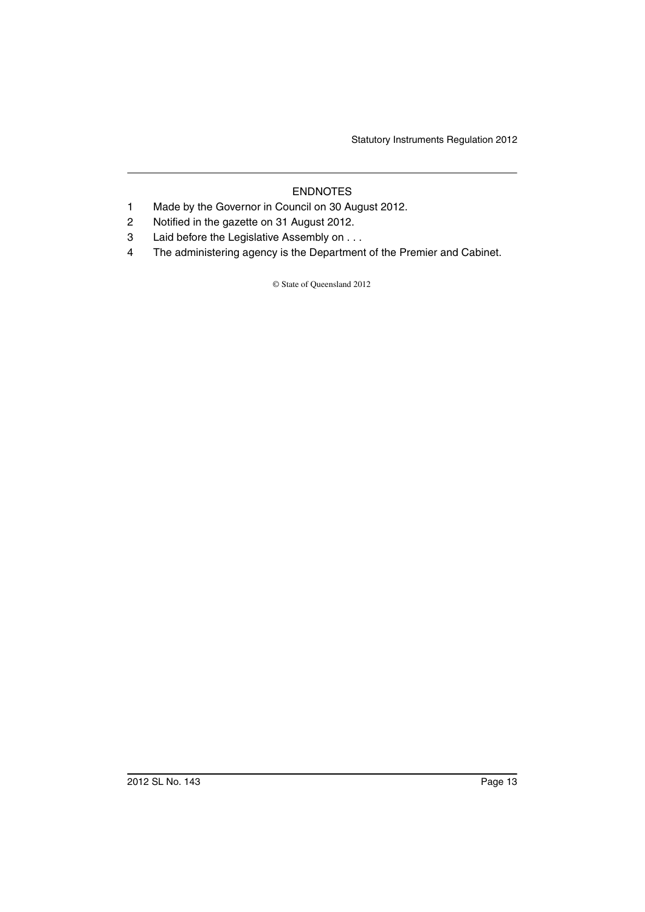## ENDNOTES

1 Made by the Governor in Council on 30 August 2012.

2 Notified in the gazette on 31 August 2012.

3 Laid before the Legislative Assembly on . . .

4 The administering agency is the Department of the Premier and Cabinet.

© State of Queensland 2012